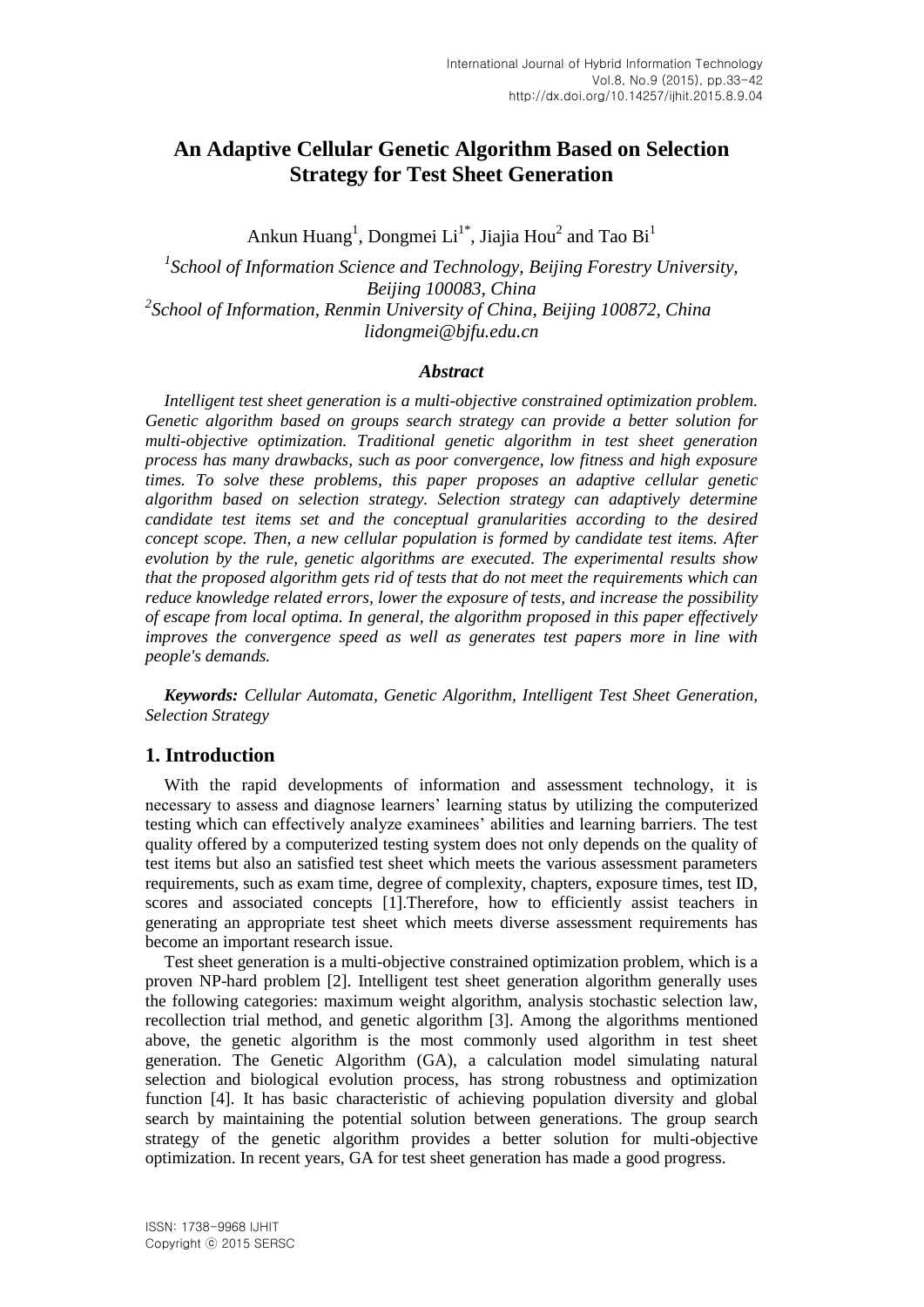# An Adaptive Cellular Genetic Algorithm Based on Selection Strategy for Test Sheet Generation

Ankun Huang[1], Dongmei Li[1*], Jiajia Hou[2] and Tao Bi[1]

[1]*School of Information Science and Technology, Beijing Forestry University, Beijing 100083, China*
[2]*School of Information, Renmin University of China, Beijing 100872, China*
*lidongmei@bjfu.edu.cn*

### *Abstract*

*Intelligent test sheet generation is a multi-objective constrained optimization problem. Genetic algorithm based on groups search strategy can provide a better solution for multi-objective optimization. Traditional genetic algorithm in test sheet generation process has many drawbacks, such as poor convergence, low fitness and high exposure times. To solve these problems, this paper proposes an adaptive cellular genetic algorithm based on selection strategy. Selection strategy can adaptively determine candidate test items set and the conceptual granularities according to the desired concept scope. Then, a new cellular population is formed by candidate test items. After evolution by the rule, genetic algorithms are executed. The experimental results show that the proposed algorithm gets rid of tests that do not meet the requirements which can reduce knowledge related errors, lower the exposure of tests, and increase the possibility of escape from local optima. In general, the algorithm proposed in this paper effectively improves the convergence speed as well as generates test papers more in line with people's demands.*

***Keywords:*** *Cellular Automata, Genetic Algorithm, Intelligent Test Sheet Generation, Selection Strategy*

## 1. Introduction

With the rapid developments of information and assessment technology, it is necessary to assess and diagnose learners' learning status by utilizing the computerized testing which can effectively analyze examinees' abilities and learning barriers. The test quality offered by a computerized testing system does not only depends on the quality of test items but also an satisfied test sheet which meets the various assessment parameters requirements, such as exam time, degree of complexity, chapters, exposure times, test ID, scores and associated concepts [1].Therefore, how to efficiently assist teachers in generating an appropriate test sheet which meets diverse assessment requirements has become an important research issue.

Test sheet generation is a multi-objective constrained optimization problem, which is a proven NP-hard problem [2]. Intelligent test sheet generation algorithm generally uses the following categories: maximum weight algorithm, analysis stochastic selection law, recollection trial method, and genetic algorithm [3]. Among the algorithms mentioned above, the genetic algorithm is the most commonly used algorithm in test sheet generation. The Genetic Algorithm (GA), a calculation model simulating natural selection and biological evolution process, has strong robustness and optimization function [4]. It has basic characteristic of achieving population diversity and global search by maintaining the potential solution between generations. The group search strategy of the genetic algorithm provides a better solution for multi-objective optimization. In recent years, GA for test sheet generation has made a good progress.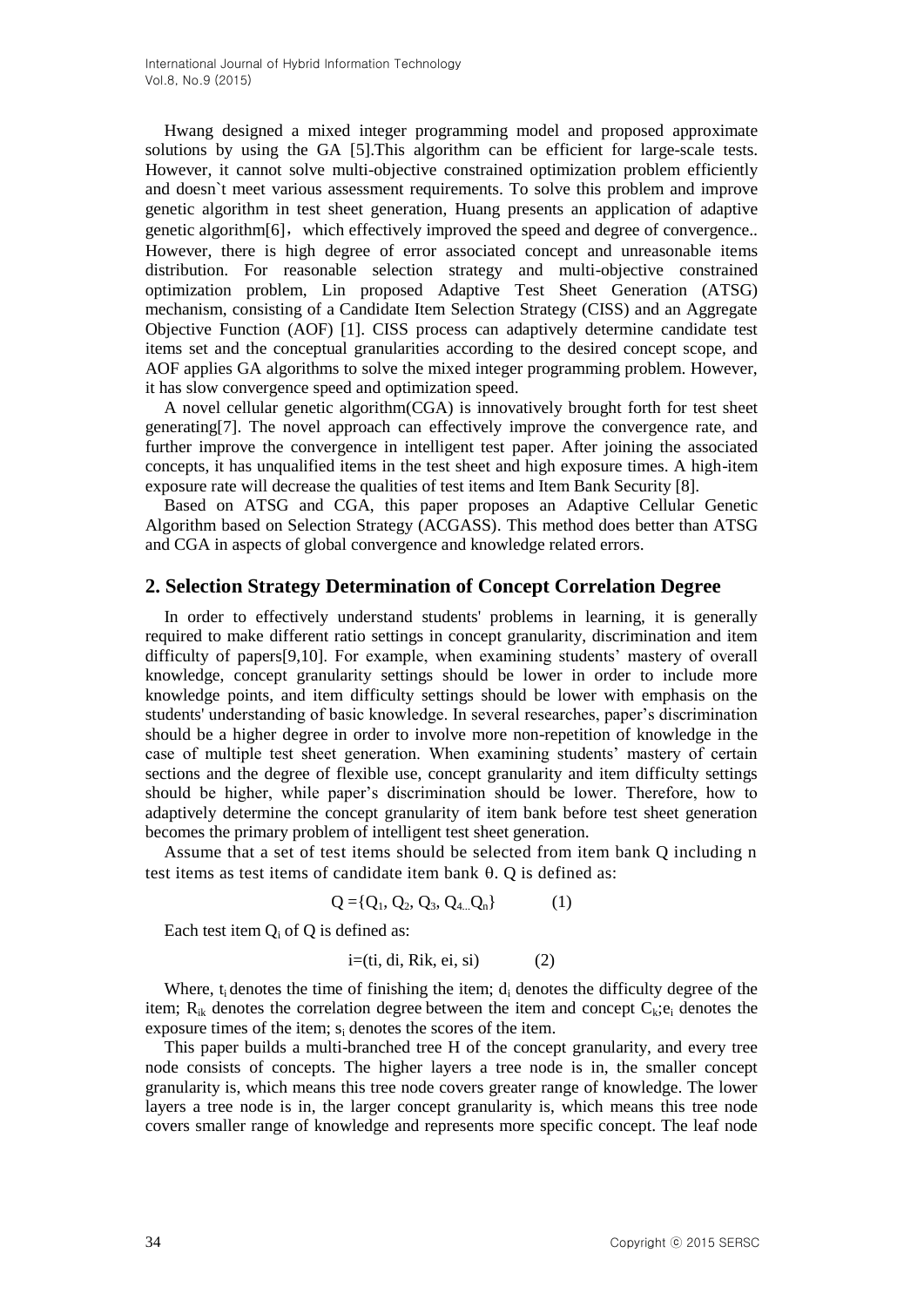Hwang designed a mixed integer programming model and proposed approximate solutions by using the GA [5].This algorithm can be efficient for large-scale tests. However, it cannot solve multi-objective constrained optimization problem efficiently and doesn`t meet various assessment requirements. To solve this problem and improve genetic algorithm in test sheet generation, Huang presents an application of adaptive genetic algorithm[6]， which effectively improved the speed and degree of convergence.. However, there is high degree of error associated concept and unreasonable items distribution. For reasonable selection strategy and multi-objective constrained optimization problem, Lin proposed Adaptive Test Sheet Generation (ATSG) mechanism, consisting of a Candidate Item Selection Strategy (CISS) and an Aggregate Objective Function (AOF) [1]. CISS process can adaptively determine candidate test items set and the conceptual granularities according to the desired concept scope, and AOF applies GA algorithms to solve the mixed integer programming problem. However, it has slow convergence speed and optimization speed.

A novel cellular genetic algorithm(CGA) is innovatively brought forth for test sheet generating[7]. The novel approach can effectively improve the convergence rate, and further improve the convergence in intelligent test paper. After joining the associated concepts, it has unqualified items in the test sheet and high exposure times. A high-item exposure rate will decrease the qualities of test items and Item Bank Security [8].

Based on ATSG and CGA, this paper proposes an Adaptive Cellular Genetic Algorithm based on Selection Strategy (ACGASS). This method does better than ATSG and CGA in aspects of global convergence and knowledge related errors.

## 2. Selection Strategy Determination of Concept Correlation Degree

In order to effectively understand students' problems in learning, it is generally required to make different ratio settings in concept granularity, discrimination and item difficulty of papers[9,10]. For example, when examining students' mastery of overall knowledge, concept granularity settings should be lower in order to include more knowledge points, and item difficulty settings should be lower with emphasis on the students' understanding of basic knowledge. In several researches, paper's discrimination should be a higher degree in order to involve more non-repetition of knowledge in the case of multiple test sheet generation. When examining students' mastery of certain sections and the degree of flexible use, concept granularity and item difficulty settings should be higher, while paper's discrimination should be lower. Therefore, how to adaptively determine the concept granularity of item bank before test sheet generation becomes the primary problem of intelligent test sheet generation.

Assume that a set of test items should be selected from item bank Q including n test items as test items of candidate item bank θ. Q is defined as:

$$Q = \{Q_1, Q_2, Q_3, Q_{4\ldots}Q_n\} \qquad (1)$$

Each test item $Q_i$ of Q is defined as:

$$i = (ti, di, Rik, ei, si) \qquad (2)$$

Where, $t_i$ denotes the time of finishing the item; $d_i$ denotes the difficulty degree of the item; $R_{ik}$ denotes the correlation degree between the item and concept $C_k$;$e_i$ denotes the exposure times of the item; $s_i$ denotes the scores of the item.

This paper builds a multi-branched tree H of the concept granularity, and every tree node consists of concepts. The higher layers a tree node is in, the smaller concept granularity is, which means this tree node covers greater range of knowledge. The lower layers a tree node is in, the larger concept granularity is, which means this tree node covers smaller range of knowledge and represents more specific concept. The leaf node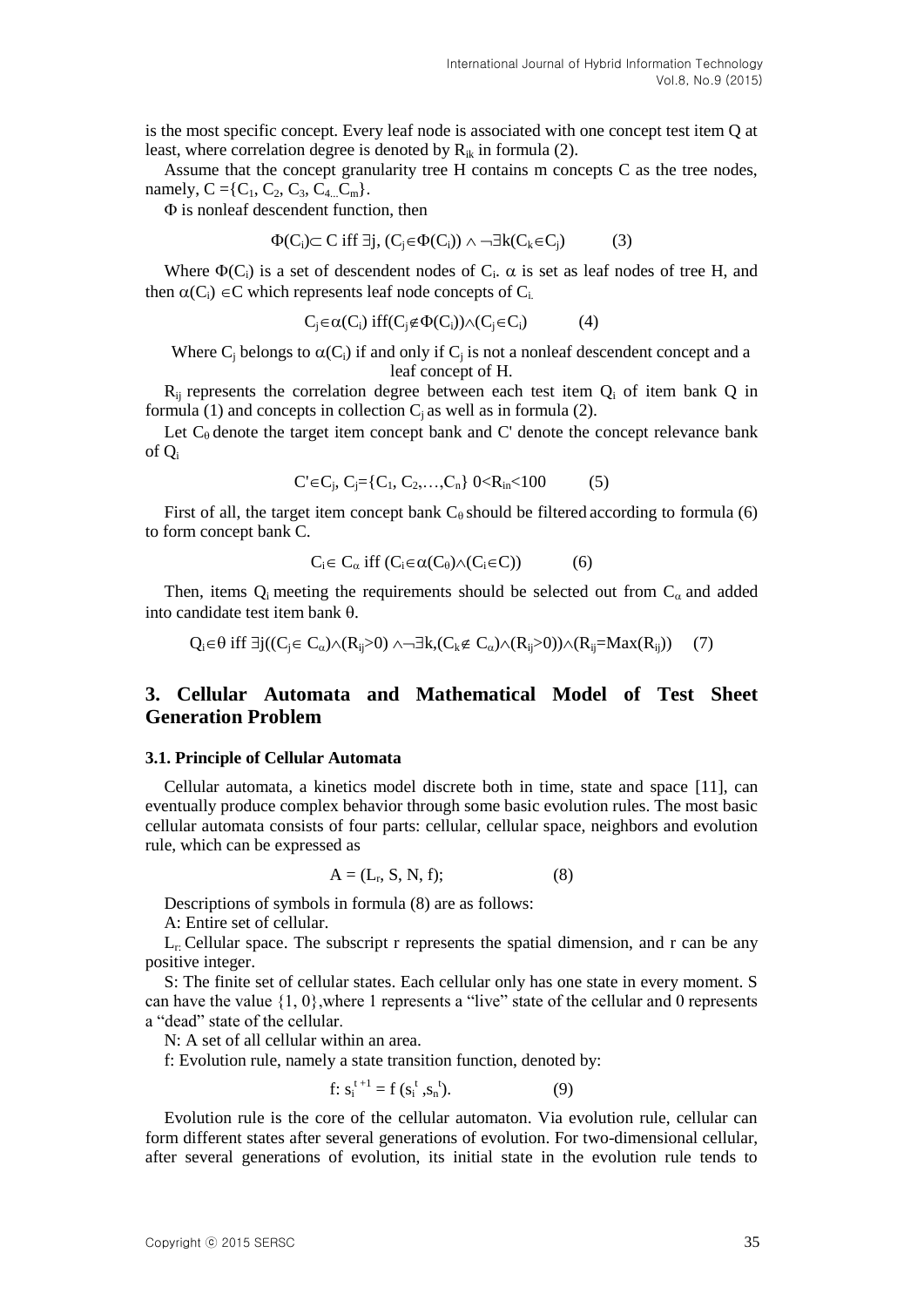is the most specific concept. Every leaf node is associated with one concept test item Q at least, where correlation degree is denoted by $R_{ik}$ in formula (2).

Assume that the concept granularity tree H contains m concepts C as the tree nodes, namely, $C = \{C_1, C_2, C_3, C_{4...}C_m\}$.

$\Phi$ is nonleaf descendent function, then

$$\Phi(C_i) \subset C \text{ iff } \exists j, (C_j \in \Phi(C_i)) \wedge \neg\exists k(C_k \in C_j) \qquad (3)$$

Where $\Phi(C_i)$ is a set of descendent nodes of $C_i$. $\alpha$ is set as leaf nodes of tree H, and then $\alpha(C_i) \in C$ which represents leaf node concepts of $C_i$.

$$C_j \in \alpha(C_i) \text{ iff}(C_j \notin \Phi(C_i)) \wedge (C_j \in C_i) \qquad (4)$$

Where $C_j$ belongs to $\alpha(C_i)$ if and only if $C_j$ is not a nonleaf descendent concept and a leaf concept of H.

$R_{ij}$ represents the correlation degree between each test item $Q_i$ of item bank Q in formula (1) and concepts in collection $C_j$ as well as in formula (2).

Let $C_\theta$ denote the target item concept bank and C' denote the concept relevance bank of $Q_i$

$$C' \in C_j,\ C_j = \{C_1, C_2, \ldots, C_n\}\ 0 < R_{in} < 100 \qquad (5)$$

First of all, the target item concept bank $C_\theta$ should be filtered according to formula (6) to form concept bank C.

$$C_i \in C_\alpha \text{ iff } (C_i \in \alpha(C_\theta) \wedge (C_i \in C)) \qquad (6)$$

Then, items $Q_i$ meeting the requirements should be selected out from $C_\alpha$ and added into candidate test item bank $\theta$.

$$Q_i \in \theta \text{ iff } \exists j((C_j \in C_\alpha) \wedge (R_{ij} > 0) \wedge \neg\exists k,(C_k \notin C_\alpha) \wedge (R_{ij} > 0)) \wedge (R_{ij} = \mathrm{Max}(R_{ij})) \qquad (7)$$

## 3. Cellular Automata and Mathematical Model of Test Sheet Generation Problem

### 3.1. Principle of Cellular Automata

Cellular automata, a kinetics model discrete both in time, state and space [11], can eventually produce complex behavior through some basic evolution rules. The most basic cellular automata consists of four parts: cellular, cellular space, neighbors and evolution rule, which can be expressed as

$$A = (L_r, S, N, f); \qquad (8)$$

Descriptions of symbols in formula (8) are as follows:

A: Entire set of cellular.

$L_r$: Cellular space. The subscript r represents the spatial dimension, and r can be any positive integer.

S: The finite set of cellular states. Each cellular only has one state in every moment. S can have the value {1, 0}, where 1 represents a "live" state of the cellular and 0 represents a "dead" state of the cellular.

N: A set of all cellular within an area.

f: Evolution rule, namely a state transition function, denoted by:

$$f\colon s_i^{t+1} = f(s_i^t, s_n^t). \qquad (9)$$

Evolution rule is the core of the cellular automaton. Via evolution rule, cellular can form different states after several generations of evolution. For two-dimensional cellular, after several generations of evolution, its initial state in the evolution rule tends to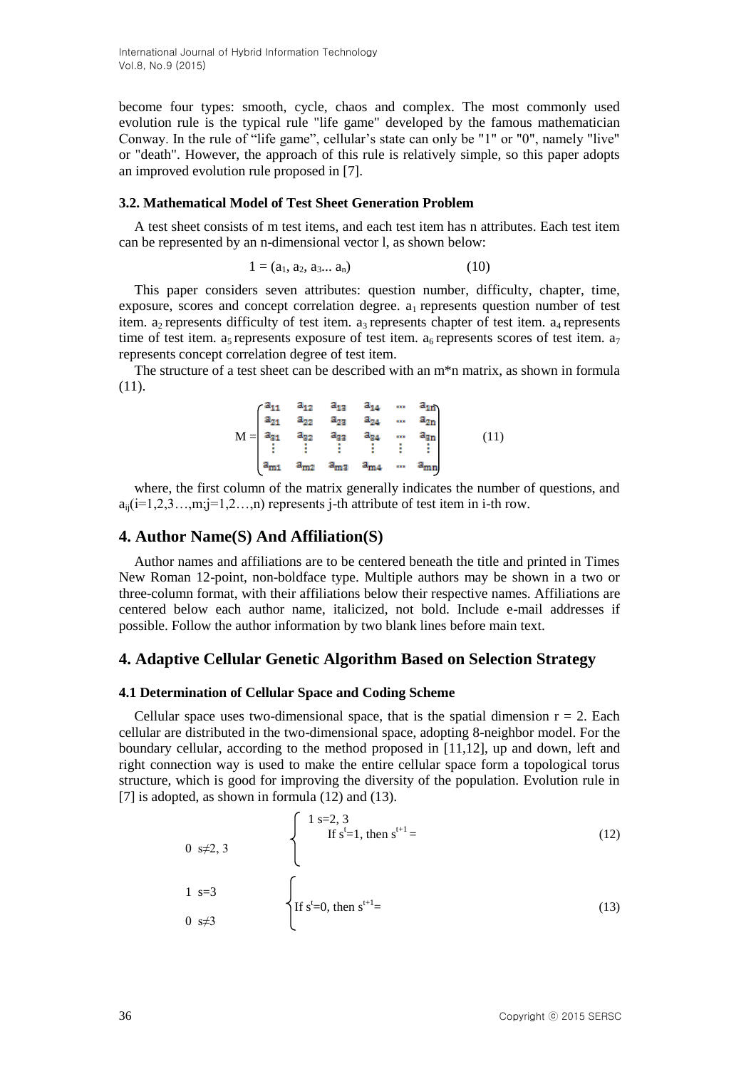become four types: smooth, cycle, chaos and complex. The most commonly used evolution rule is the typical rule "life game" developed by the famous mathematician Conway. In the rule of "life game", cellular's state can only be "1" or "0", namely "live" or "death". However, the approach of this rule is relatively simple, so this paper adopts an improved evolution rule proposed in [7].

### 3.2. Mathematical Model of Test Sheet Generation Problem

A test sheet consists of m test items, and each test item has n attributes. Each test item can be represented by an n-dimensional vector l, as shown below:

$$1 = (a_1, a_2, a_3... a_n) \tag{10}$$

This paper considers seven attributes: question number, difficulty, chapter, time, exposure, scores and concept correlation degree. $a_1$ represents question number of test item. $a_2$ represents difficulty of test item. $a_3$ represents chapter of test item. $a_4$ represents time of test item. $a_5$ represents exposure of test item. $a_6$ represents scores of test item. $a_7$ represents concept correlation degree of test item.

The structure of a test sheet can be described with an m*n matrix, as shown in formula (11).

$$M = \begin{pmatrix} a_{11} & a_{12} & a_{13} & a_{14} & \cdots & a_{1n} \\ a_{21} & a_{22} & a_{23} & a_{24} & \cdots & a_{2n} \\ a_{31} & a_{32} & a_{33} & a_{34} & \cdots & a_{3n} \\ \vdots & \vdots & \vdots & \vdots & \vdots & \vdots \\ a_{m1} & a_{m2} & a_{m3} & a_{m4} & \cdots & a_{mn} \end{pmatrix} \tag{11}$$

where, the first column of the matrix generally indicates the number of questions, and $a_{ij}(i=1,2,3\ldots,m;j=1,2\ldots,n)$ represents j-th attribute of test item in i-th row.

## 4. Author Name(S) And Affiliation(S)

Author names and affiliations are to be centered beneath the title and printed in Times New Roman 12-point, non-boldface type. Multiple authors may be shown in a two or three-column format, with their affiliations below their respective names. Affiliations are centered below each author name, italicized, not bold. Include e-mail addresses if possible. Follow the author information by two blank lines before main text.

## 4. Adaptive Cellular Genetic Algorithm Based on Selection Strategy

### 4.1 Determination of Cellular Space and Coding Scheme

Cellular space uses two-dimensional space, that is the spatial dimension r = 2. Each cellular are distributed in the two-dimensional space, adopting 8-neighbor model. For the boundary cellular, according to the method proposed in [11,12], up and down, left and right connection way is used to make the entire cellular space form a topological torus structure, which is good for improving the diversity of the population. Evolution rule in [7] is adopted, as shown in formula (12) and (13).

$$\text{If } s^t=1, \text{ then } s^{t+1} = \begin{cases} 1 & s=2,3 \\ 0 & s\neq 2,3 \end{cases} \tag{12}$$

$$\text{If } s^t=0, \text{ then } s^{t+1} = \begin{cases} 1 & s=3 \\ 0 & s\neq 3 \end{cases} \tag{13}$$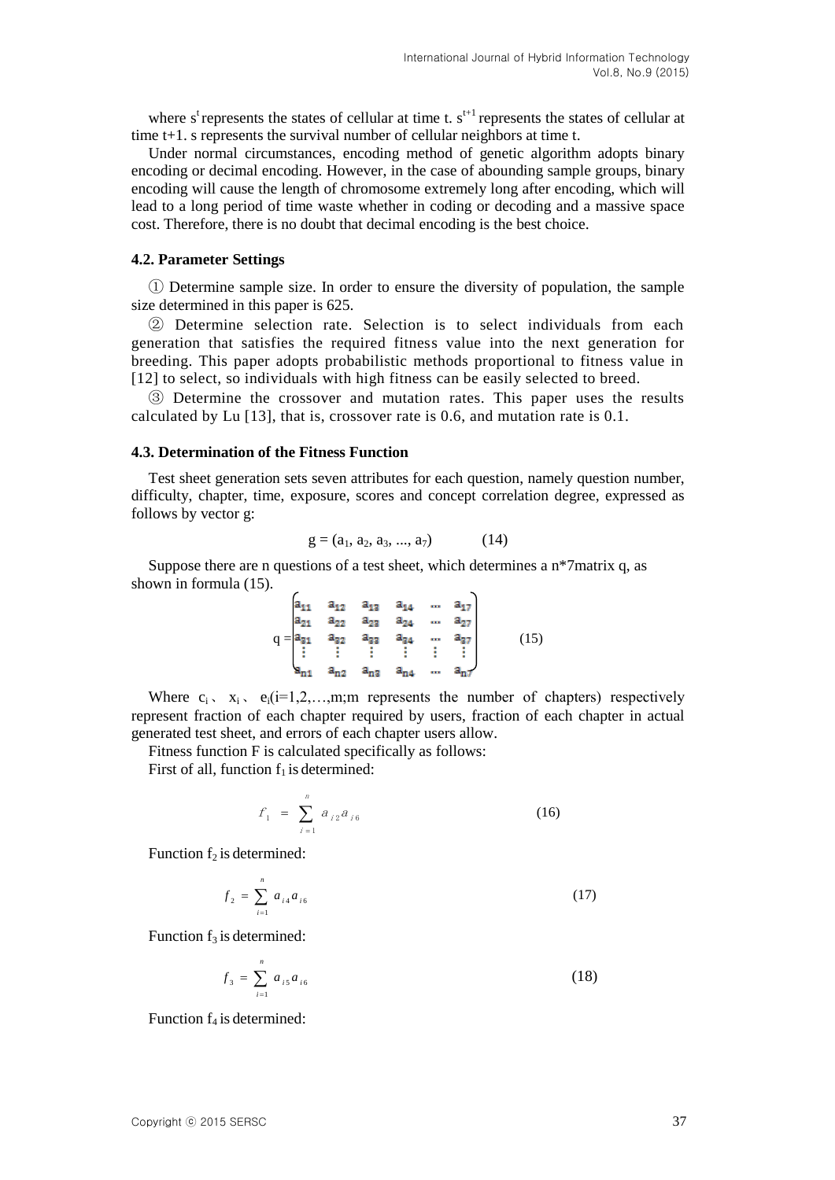where $s^t$ represents the states of cellular at time t. $s^{t+1}$ represents the states of cellular at time t+1. s represents the survival number of cellular neighbors at time t.

Under normal circumstances, encoding method of genetic algorithm adopts binary encoding or decimal encoding. However, in the case of abounding sample groups, binary encoding will cause the length of chromosome extremely long after encoding, which will lead to a long period of time waste whether in coding or decoding and a massive space cost. Therefore, there is no doubt that decimal encoding is the best choice.

### 4.2. Parameter Settings

① Determine sample size. In order to ensure the diversity of population, the sample size determined in this paper is 625.

② Determine selection rate. Selection is to select individuals from each generation that satisfies the required fitness value into the next generation for breeding. This paper adopts probabilistic methods proportional to fitness value in [12] to select, so individuals with high fitness can be easily selected to breed.

③ Determine the crossover and mutation rates. This paper uses the results calculated by Lu [13], that is, crossover rate is 0.6, and mutation rate is 0.1.

### 4.3. Determination of the Fitness Function

Test sheet generation sets seven attributes for each question, namely question number, difficulty, chapter, time, exposure, scores and concept correlation degree, expressed as follows by vector g:

$$g = (a_1, a_2, a_3, ..., a_7) \qquad (14)$$

Suppose there are n questions of a test sheet, which determines a n*7matrix q, as shown in formula (15).

$$q = \begin{pmatrix} a_{11} & a_{12} & a_{13} & a_{14} & \cdots & a_{17} \\ a_{21} & a_{22} & a_{23} & a_{24} & \cdots & a_{27} \\ a_{31} & a_{32} & a_{33} & a_{34} & \cdots & a_{37} \\ \vdots & \vdots & \vdots & \vdots & \vdots & \vdots \\ a_{n1} & a_{n2} & a_{n3} & a_{n4} & \cdots & a_{n7} \end{pmatrix} \qquad (15)$$

Where $c_i$、 $x_i$、 $e_i$(i=1,2,…,m;m represents the number of chapters) respectively represent fraction of each chapter required by users, fraction of each chapter in actual generated test sheet, and errors of each chapter users allow.

Fitness function F is calculated specifically as follows:

First of all, function $f_1$ is determined:

$$f_1 = \sum_{i=1}^{n} a_{i2} a_{i6} \qquad (16)$$

Function $f_2$ is determined:

$$f_2 = \sum_{i=1}^{n} a_{i4} a_{i6} \qquad (17)$$

Function $f_3$ is determined:

$$f_3 = \sum_{i=1}^{n} a_{i5} a_{i6} \qquad (18)$$

Function $f_4$ is determined: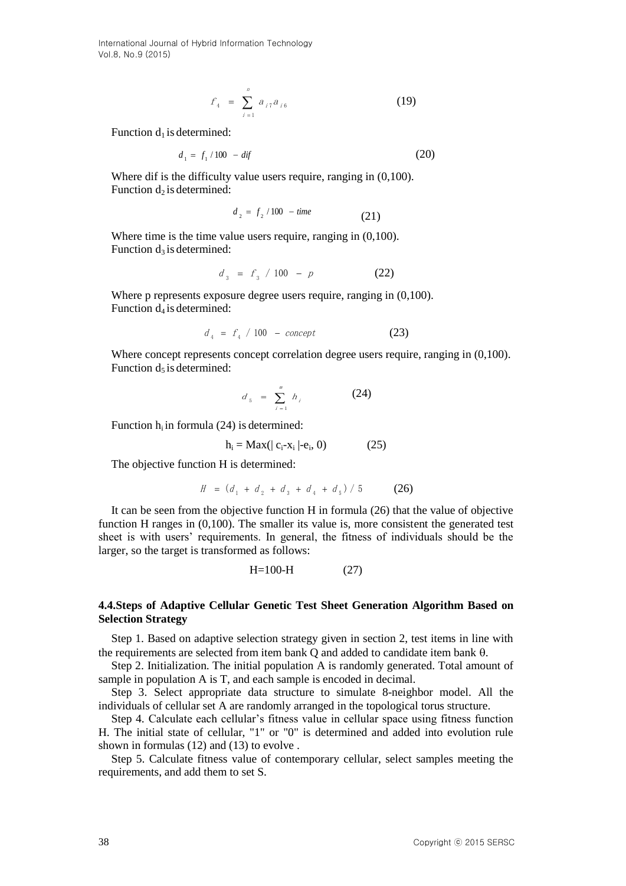$$f_4 = \sum_{i=1}^{n} a_{i7} a_{i6} \tag{19}$$

Function $d_1$ is determined:

$$d_1 = f_1 / 100 - dif \tag{20}$$

Where dif is the difficulty value users require, ranging in (0,100).
Function $d_2$ is determined:

$$d_2 = f_2 / 100 - time \tag{21}$$

Where time is the time value users require, ranging in (0,100).
Function $d_3$ is determined:

$$d_3 = f_3 / 100 - p \tag{22}$$

Where p represents exposure degree users require, ranging in (0,100).
Function $d_4$ is determined:

$$d_4 = f_4 / 100 - concept \tag{23}$$

Where concept represents concept correlation degree users require, ranging in (0,100).
Function $d_5$ is determined:

$$d_5 = \sum_{i=1}^{m} h_i \tag{24}$$

Function $h_i$ in formula (24) is determined:

$$h_i = \text{Max}(|c_i - x_i| - e_i, 0) \tag{25}$$

The objective function H is determined:

$$H = (d_1 + d_2 + d_3 + d_4 + d_5) / 5 \tag{26}$$

It can be seen from the objective function H in formula (26) that the value of objective function H ranges in (0,100). The smaller its value is, more consistent the generated test sheet is with users' requirements. In general, the fitness of individuals should be the larger, so the target is transformed as follows:

$$H = 100 - H \tag{27}$$

### 4.4. Steps of Adaptive Cellular Genetic Test Sheet Generation Algorithm Based on Selection Strategy

Step 1. Based on adaptive selection strategy given in section 2, test items in line with the requirements are selected from item bank Q and added to candidate item bank $\theta$.

Step 2. Initialization. The initial population A is randomly generated. Total amount of sample in population A is T, and each sample is encoded in decimal.

Step 3. Select appropriate data structure to simulate 8-neighbor model. All the individuals of cellular set A are randomly arranged in the topological torus structure.

Step 4. Calculate each cellular's fitness value in cellular space using fitness function H. The initial state of cellular, "1" or "0" is determined and added into evolution rule shown in formulas (12) and (13) to evolve .

Step 5. Calculate fitness value of contemporary cellular, select samples meeting the requirements, and add them to set S.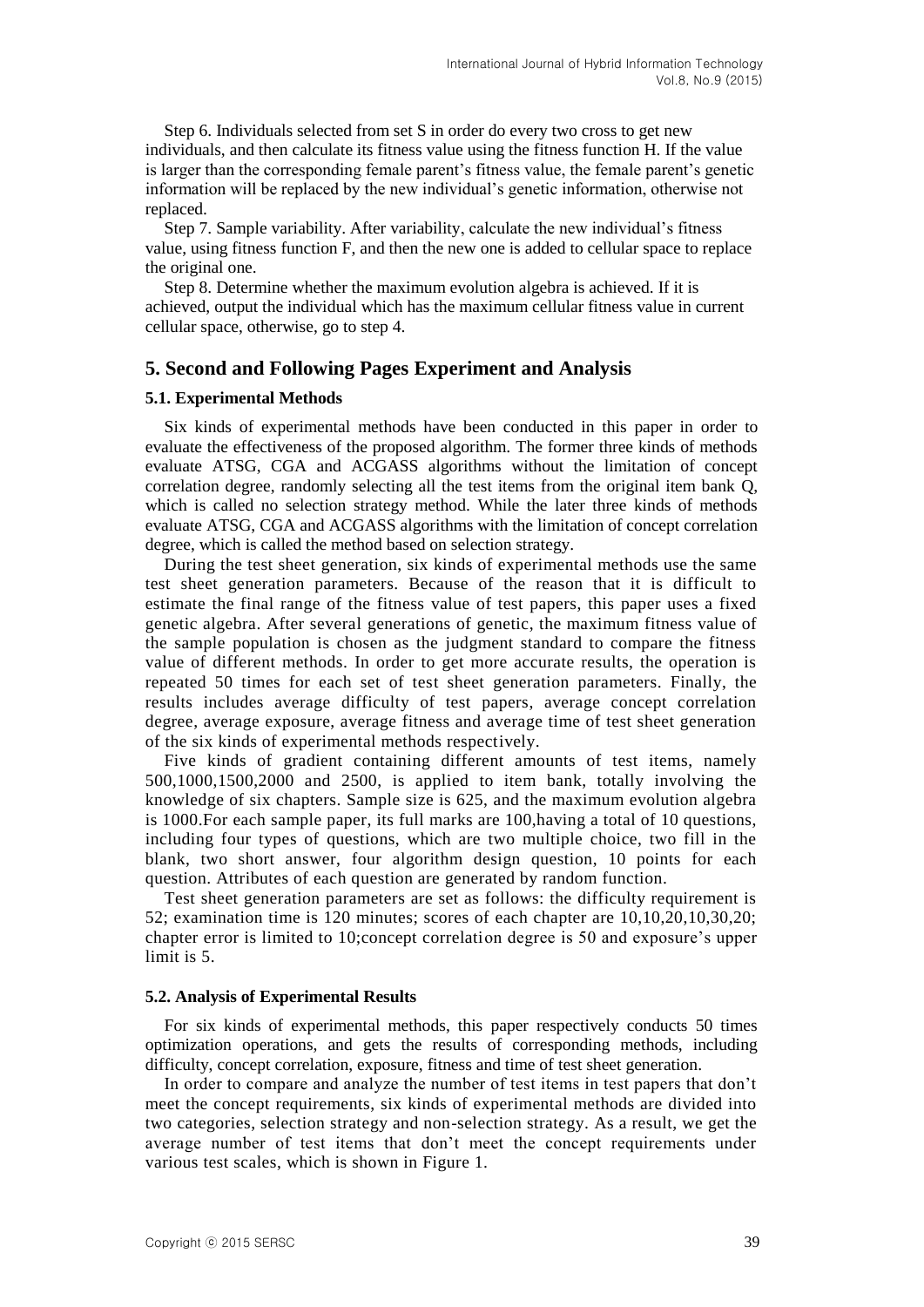Step 6. Individuals selected from set S in order do every two cross to get new individuals, and then calculate its fitness value using the fitness function H. If the value is larger than the corresponding female parent's fitness value, the female parent's genetic information will be replaced by the new individual's genetic information, otherwise not replaced.

Step 7. Sample variability. After variability, calculate the new individual's fitness value, using fitness function F, and then the new one is added to cellular space to replace the original one.

Step 8. Determine whether the maximum evolution algebra is achieved. If it is achieved, output the individual which has the maximum cellular fitness value in current cellular space, otherwise, go to step 4.

## 5. Second and Following Pages Experiment and Analysis

### 5.1. Experimental Methods

Six kinds of experimental methods have been conducted in this paper in order to evaluate the effectiveness of the proposed algorithm. The former three kinds of methods evaluate ATSG, CGA and ACGASS algorithms without the limitation of concept correlation degree, randomly selecting all the test items from the original item bank Q, which is called no selection strategy method. While the later three kinds of methods evaluate ATSG, CGA and ACGASS algorithms with the limitation of concept correlation degree, which is called the method based on selection strategy.

During the test sheet generation, six kinds of experimental methods use the same test sheet generation parameters. Because of the reason that it is difficult to estimate the final range of the fitness value of test papers, this paper uses a fixed genetic algebra. After several generations of genetic, the maximum fitness value of the sample population is chosen as the judgment standard to compare the fitness value of different methods. In order to get more accurate results, the operation is repeated 50 times for each set of test sheet generation parameters. Finally, the results includes average difficulty of test papers, average concept correlation degree, average exposure, average fitness and average time of test sheet generation of the six kinds of experimental methods respectively.

Five kinds of gradient containing different amounts of test items, namely 500,1000,1500,2000 and 2500, is applied to item bank, totally involving the knowledge of six chapters. Sample size is 625, and the maximum evolution algebra is 1000.For each sample paper, its full marks are 100,having a total of 10 questions, including four types of questions, which are two multiple choice, two fill in the blank, two short answer, four algorithm design question, 10 points for each question. Attributes of each question are generated by random function.

Test sheet generation parameters are set as follows: the difficulty requirement is 52; examination time is 120 minutes; scores of each chapter are 10,10,20,10,30,20; chapter error is limited to 10;concept correlation degree is 50 and exposure's upper limit is 5.

### 5.2. Analysis of Experimental Results

For six kinds of experimental methods, this paper respectively conducts 50 times optimization operations, and gets the results of corresponding methods, including difficulty, concept correlation, exposure, fitness and time of test sheet generation.

In order to compare and analyze the number of test items in test papers that don't meet the concept requirements, six kinds of experimental methods are divided into two categories, selection strategy and non-selection strategy. As a result, we get the average number of test items that don't meet the concept requirements under various test scales, which is shown in Figure 1.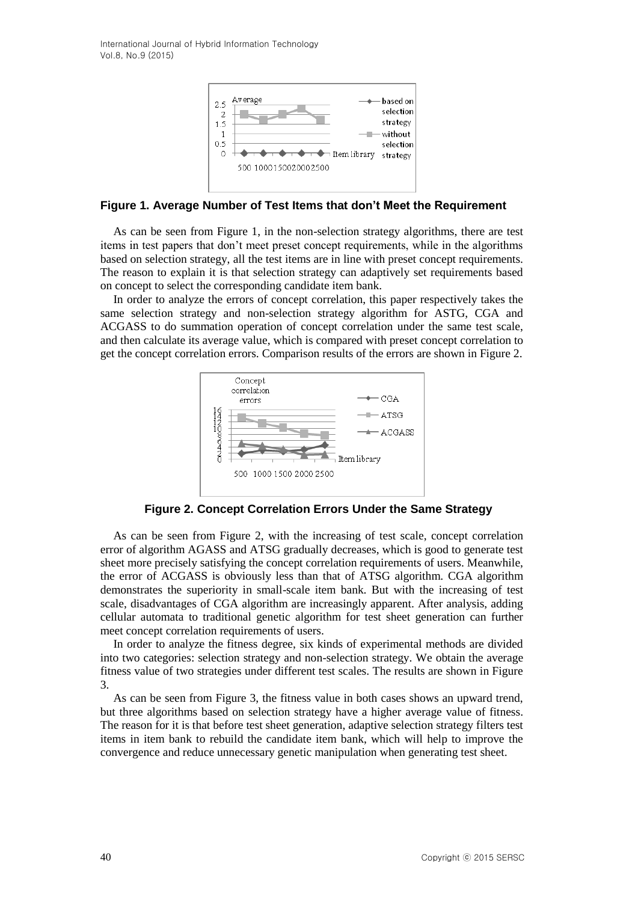**Figure 1. Average Number of Test Items that don't Meet the Requirement**

As can be seen from Figure 1, in the non-selection strategy algorithms, there are test items in test papers that don't meet preset concept requirements, while in the algorithms based on selection strategy, all the test items are in line with preset concept requirements. The reason to explain it is that selection strategy can adaptively set requirements based on concept to select the corresponding candidate item bank.

In order to analyze the errors of concept correlation, this paper respectively takes the same selection strategy and non-selection strategy algorithm for ASTG, CGA and ACGASS to do summation operation of concept correlation under the same test scale, and then calculate its average value, which is compared with preset concept correlation to get the concept correlation errors. Comparison results of the errors are shown in Figure 2.

**Figure 2. Concept Correlation Errors Under the Same Strategy**

As can be seen from Figure 2, with the increasing of test scale, concept correlation error of algorithm AGASS and ATSG gradually decreases, which is good to generate test sheet more precisely satisfying the concept correlation requirements of users. Meanwhile, the error of ACGASS is obviously less than that of ATSG algorithm. CGA algorithm demonstrates the superiority in small-scale item bank. But with the increasing of test scale, disadvantages of CGA algorithm are increasingly apparent. After analysis, adding cellular automata to traditional genetic algorithm for test sheet generation can further meet concept correlation requirements of users.

In order to analyze the fitness degree, six kinds of experimental methods are divided into two categories: selection strategy and non-selection strategy. We obtain the average fitness value of two strategies under different test scales. The results are shown in Figure 3.

As can be seen from Figure 3, the fitness value in both cases shows an upward trend, but three algorithms based on selection strategy have a higher average value of fitness. The reason for it is that before test sheet generation, adaptive selection strategy filters test items in item bank to rebuild the candidate item bank, which will help to improve the convergence and reduce unnecessary genetic manipulation when generating test sheet.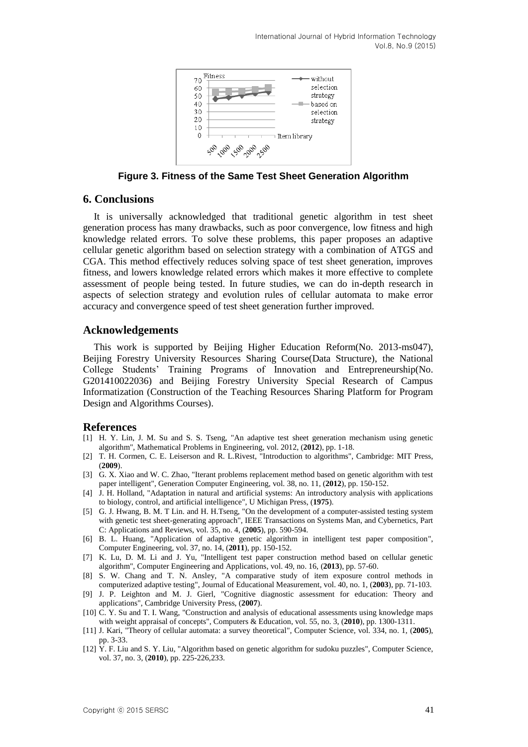**Figure 3. Fitness of the Same Test Sheet Generation Algorithm**

## 6. Conclusions

It is universally acknowledged that traditional genetic algorithm in test sheet generation process has many drawbacks, such as poor convergence, low fitness and high knowledge related errors. To solve these problems, this paper proposes an adaptive cellular genetic algorithm based on selection strategy with a combination of ATGS and CGA. This method effectively reduces solving space of test sheet generation, improves fitness, and lowers knowledge related errors which makes it more effective to complete assessment of people being tested. In future studies, we can do in-depth research in aspects of selection strategy and evolution rules of cellular automata to make error accuracy and convergence speed of test sheet generation further improved.

## Acknowledgements

This work is supported by Beijing Higher Education Reform(No. 2013-ms047), Beijing Forestry University Resources Sharing Course(Data Structure), the National College Students' Training Programs of Innovation and Entrepreneurship(No. G201410022036) and Beijing Forestry University Special Research of Campus Informatization (Construction of the Teaching Resources Sharing Platform for Program Design and Algorithms Courses).

## References

[1] H. Y. Lin, J. M. Su and S. S. Tseng, "An adaptive test sheet generation mechanism using genetic algorithm", Mathematical Problems in Engineering, vol. 2012, (**2012**), pp. 1-18.

[2] T. H. Cormen, C. E. Leiserson and R. L.Rivest, "Introduction to algorithms", Cambridge: MIT Press, (**2009**).

[3] G. X. Xiao and W. C. Zhao, "Iterant problems replacement method based on genetic algorithm with test paper intelligent", Generation Computer Engineering, vol. 38, no. 11, (**2012**), pp. 150-152.

[4] J. H. Holland, "Adaptation in natural and artificial systems: An introductory analysis with applications to biology, control, and artificial intelligence", U Michigan Press, (**1975**).

[5] G. J. Hwang, B. M. T Lin. and H. H.Tseng, "On the development of a computer-assisted testing system with genetic test sheet-generating approach", IEEE Transactions on Systems Man, and Cybernetics, Part C: Applications and Reviews, vol. 35, no. 4, (**2005**), pp. 590-594.

[6] B. L. Huang, "Application of adaptive genetic algorithm in intelligent test paper composition", Computer Engineering, vol. 37, no. 14, (**2011**), pp. 150-152.

[7] K. Lu, D. M. Li and J. Yu, "Intelligent test paper construction method based on cellular genetic algorithm", Computer Engineering and Applications, vol. 49, no. 16, (**2013**), pp. 57-60.

[8] S. W. Chang and T. N. Ansley, "A comparative study of item exposure control methods in computerized adaptive testing", Journal of Educational Measurement, vol. 40, no. 1, (**2003**), pp. 71-103.

[9] J. P. Leighton and M. J. Gierl, "Cognitive diagnostic assessment for education: Theory and applications", Cambridge University Press, (**2007**).

[10] C. Y. Su and T. I. Wang, "Construction and analysis of educational assessments using knowledge maps with weight appraisal of concepts", Computers & Education, vol. 55, no. 3, (**2010**), pp. 1300-1311.

[11] J. Kari, "Theory of cellular automata: a survey theoretical", Computer Science, vol. 334, no. 1, (**2005**), pp. 3-33.

[12] Y. F. Liu and S. Y. Liu, "Algorithm based on genetic algorithm for sudoku puzzles", Computer Science, vol. 37, no. 3, (**2010**), pp. 225-226,233.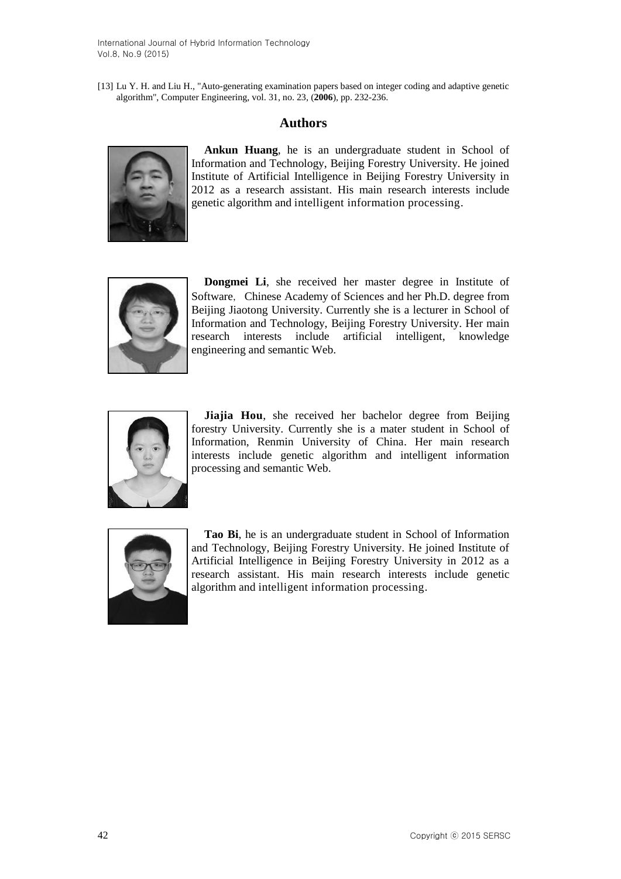[13] Lu Y. H. and Liu H., "Auto-generating examination papers based on integer coding and adaptive genetic algorithm", Computer Engineering, vol. 31, no. 23, (**2006**), pp. 232-236.

## Authors

**Ankun Huang**, he is an undergraduate student in School of Information and Technology, Beijing Forestry University. He joined Institute of Artificial Intelligence in Beijing Forestry University in 2012 as a research assistant. His main research interests include genetic algorithm and intelligent information processing.

**Dongmei Li**, she received her master degree in Institute of Software, Chinese Academy of Sciences and her Ph.D. degree from Beijing Jiaotong University. Currently she is a lecturer in School of Information and Technology, Beijing Forestry University. Her main research interests include artificial intelligent, knowledge engineering and semantic Web.

**Jiajia Hou**, she received her bachelor degree from Beijing forestry University. Currently she is a mater student in School of Information, Renmin University of China. Her main research interests include genetic algorithm and intelligent information processing and semantic Web.

**Tao Bi**, he is an undergraduate student in School of Information and Technology, Beijing Forestry University. He joined Institute of Artificial Intelligence in Beijing Forestry University in 2012 as a research assistant. His main research interests include genetic algorithm and intelligent information processing.